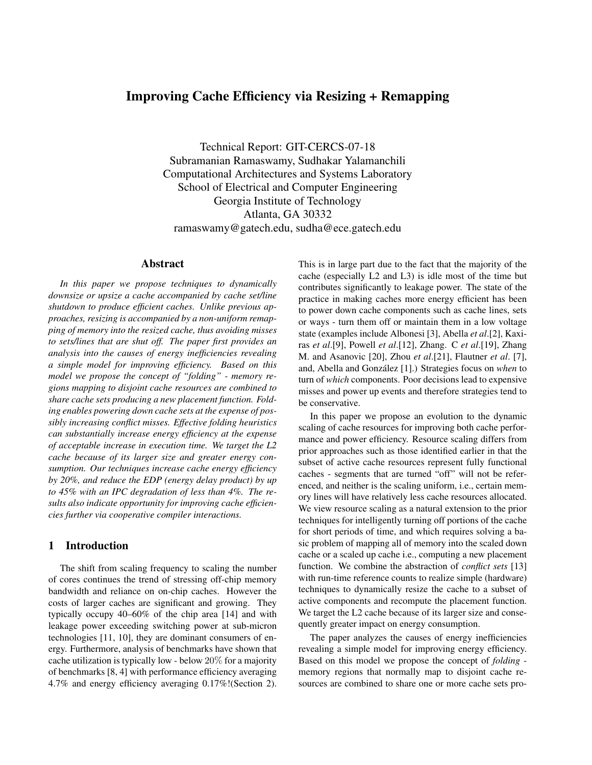# Improving Cache Efficiency via Resizing + Remapping

Technical Report: GIT-CERCS-07-18
Subramanian Ramaswamy, Sudhakar Yalamanchili
Computational Architectures and Systems Laboratory
School of Electrical and Computer Engineering
Georgia Institute of Technology
Atlanta, GA 30332
ramaswamy@gatech.edu, sudha@ece.gatech.edu

## Abstract

*In this paper we propose techniques to dynamically downsize or upsize a cache accompanied by cache set/line shutdown to produce efficient caches. Unlike previous approaches, resizing is accompanied by a non-uniform remapping of memory into the resized cache, thus avoiding misses to sets/lines that are shut off. The paper first provides an analysis into the causes of energy inefficiencies revealing a simple model for improving efficiency. Based on this model we propose the concept of "folding" - memory regions mapping to disjoint cache resources are combined to share cache sets producing a new placement function. Folding enables powering down cache sets at the expense of possibly increasing conflict misses. Effective folding heuristics can substantially increase energy efficiency at the expense of acceptable increase in execution time. We target the L2 cache because of its larger size and greater energy consumption. Our techniques increase cache energy efficiency by 20%, and reduce the EDP (energy delay product) by up to 45% with an IPC degradation of less than 4%. The results also indicate opportunity for improving cache efficiencies further via cooperative compiler interactions.*

## 1 Introduction

The shift from scaling frequency to scaling the number of cores continues the trend of stressing off-chip memory bandwidth and reliance on on-chip caches. However the costs of larger caches are significant and growing. They typically occupy 40–60% of the chip area [14] and with leakage power exceeding switching power at sub-micron technologies [11, 10], they are dominant consumers of energy. Furthermore, analysis of benchmarks have shown that cache utilization is typically low - below $20\%$ for a majority of benchmarks [8, 4] with performance efficiency averaging 4.7% and energy efficiency averaging 0.17%!(Section 2). This is in large part due to the fact that the majority of the cache (especially L2 and L3) is idle most of the time but contributes significantly to leakage power. The state of the practice in making caches more energy efficient has been to power down cache components such as cache lines, sets or ways - turn them off or maintain them in a low voltage state (examples include Albonesi [3], Abella *et al*.[2], Kaxiras *et al*.[9], Powell *et al*.[12], Zhang. C *et al*.[19], Zhang M. and Asanovic [20], Zhou *et al*.[21], Flautner *et al*. [7], and, Abella and González [1].) Strategies focus on *when* to turn of *which* components. Poor decisions lead to expensive misses and power up events and therefore strategies tend to be conservative.

In this paper we propose an evolution to the dynamic scaling of cache resources for improving both cache performance and power efficiency. Resource scaling differs from prior approaches such as those identified earlier in that the subset of active cache resources represent fully functional caches - segments that are turned "off" will not be referenced, and neither is the scaling uniform, i.e., certain memory lines will have relatively less cache resources allocated. We view resource scaling as a natural extension to the prior techniques for intelligently turning off portions of the cache for short periods of time, and which requires solving a basic problem of mapping all of memory into the scaled down cache or a scaled up cache i.e., computing a new placement function. We combine the abstraction of *conflict sets* [13] with run-time reference counts to realize simple (hardware) techniques to dynamically resize the cache to a subset of active components and recompute the placement function. We target the L2 cache because of its larger size and consequently greater impact on energy consumption.

The paper analyzes the causes of energy inefficiencies revealing a simple model for improving energy efficiency. Based on this model we propose the concept of *folding* - memory regions that normally map to disjoint cache resources are combined to share one or more cache sets pro-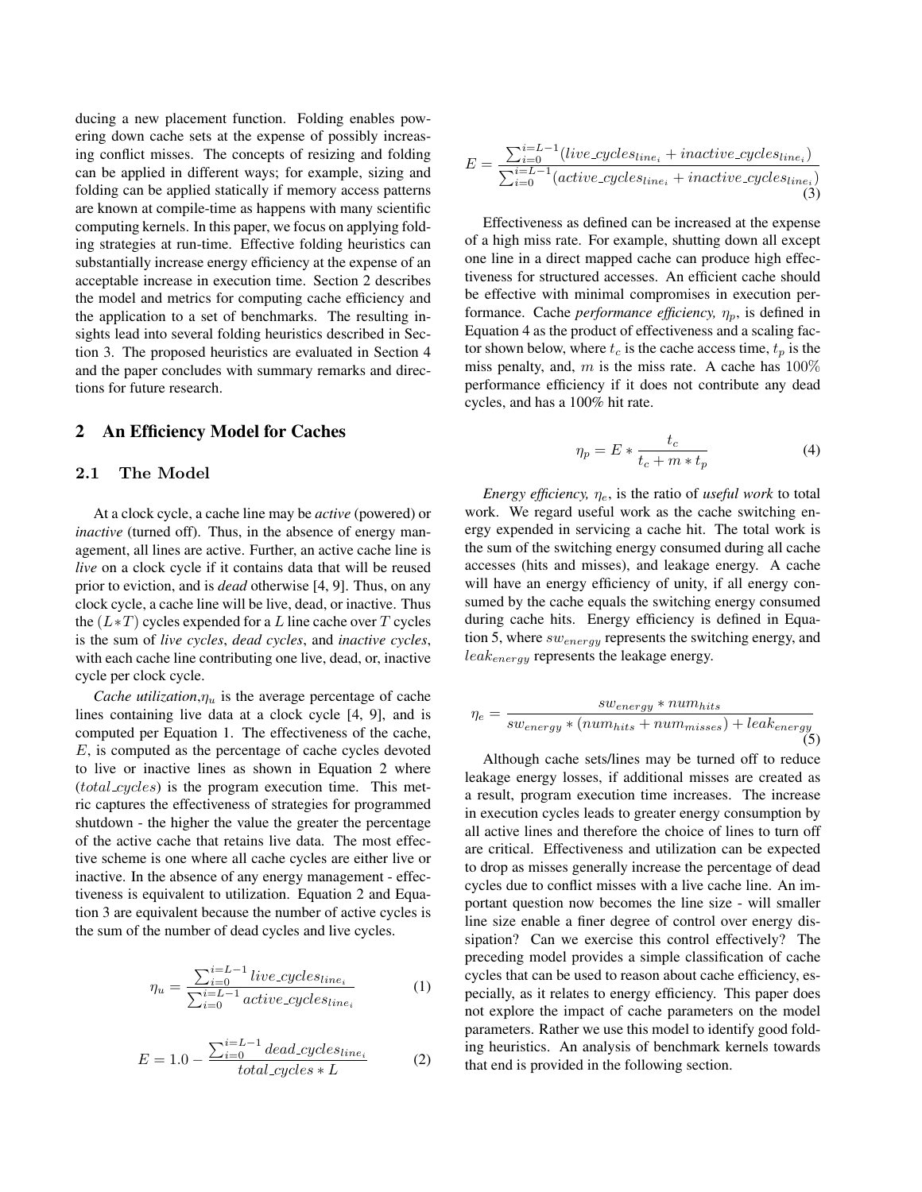ducing a new placement function. Folding enables powering down cache sets at the expense of possibly increasing conflict misses. The concepts of resizing and folding can be applied in different ways; for example, sizing and folding can be applied statically if memory access patterns are known at compile-time as happens with many scientific computing kernels. In this paper, we focus on applying folding strategies at run-time. Effective folding heuristics can substantially increase energy efficiency at the expense of an acceptable increase in execution time. Section 2 describes the model and metrics for computing cache efficiency and the application to a set of benchmarks. The resulting insights lead into several folding heuristics described in Section 3. The proposed heuristics are evaluated in Section 4 and the paper concludes with summary remarks and directions for future research.

## 2 An Efficiency Model for Caches

### 2.1 The Model

At a clock cycle, a cache line may be *active* (powered) or *inactive* (turned off). Thus, in the absence of energy management, all lines are active. Further, an active cache line is *live* on a clock cycle if it contains data that will be reused prior to eviction, and is *dead* otherwise [4, 9]. Thus, on any clock cycle, a cache line will be live, dead, or inactive. Thus the $(L*T)$ cycles expended for a $L$ line cache over $T$ cycles is the sum of *live cycles*, *dead cycles*, and *inactive cycles*, with each cache line contributing one live, dead, or, inactive cycle per clock cycle.

*Cache utilization*, $\eta_u$ is the average percentage of cache lines containing live data at a clock cycle [4, 9], and is computed per Equation 1. The effectiveness of the cache, $E$, is computed as the percentage of cache cycles devoted to live or inactive lines as shown in Equation 2 where $(total\_cycles)$ is the program execution time. This metric captures the effectiveness of strategies for programmed shutdown - the higher the value the greater the percentage of the active cache that retains live data. The most effective scheme is one where all cache cycles are either live or inactive. In the absence of any energy management - effectiveness is equivalent to utilization. Equation 2 and Equation 3 are equivalent because the number of active cycles is the sum of the number of dead cycles and live cycles.

$$\eta_u = \frac{\sum_{i=0}^{i=L-1} live\_cycles_{line_i}}{\sum_{i=0}^{i=L-1} active\_cycles_{line_i}} \tag{1}$$

$$E = 1.0 - \frac{\sum_{i=0}^{i=L-1} dead\_cycles_{line_i}}{total\_cycles * L} \tag{2}$$

$$E = \frac{\sum_{i=0}^{i=L-1}(live\_cycles_{line_i} + inactive\_cycles_{line_i})}{\sum_{i=0}^{i=L-1}(active\_cycles_{line_i} + inactive\_cycles_{line_i})} \tag{3}$$

Effectiveness as defined can be increased at the expense of a high miss rate. For example, shutting down all except one line in a direct mapped cache can produce high effectiveness for structured accesses. An efficient cache should be effective with minimal compromises in execution performance. Cache *performance efficiency,* $\eta_p$, is defined in Equation 4 as the product of effectiveness and a scaling factor shown below, where $t_c$ is the cache access time, $t_p$ is the miss penalty, and, $m$ is the miss rate. A cache has $100\%$ performance efficiency if it does not contribute any dead cycles, and has a 100% hit rate.

$$\eta_p = E * \frac{t_c}{t_c + m * t_p} \tag{4}$$

*Energy efficiency,* $\eta_e$, is the ratio of *useful work* to total work. We regard useful work as the cache switching energy expended in servicing a cache hit. The total work is the sum of the switching energy consumed during all cache accesses (hits and misses), and leakage energy. A cache will have an energy efficiency of unity, if all energy consumed by the cache equals the switching energy consumed during cache hits. Energy efficiency is defined in Equation 5, where $sw_{energy}$ represents the switching energy, and $leak_{energy}$ represents the leakage energy.

$$\eta_e = \frac{sw_{energy} * num_{hits}}{sw_{energy} * (num_{hits} + num_{misses}) + leak_{energy}} \tag{5}$$

Although cache sets/lines may be turned off to reduce leakage energy losses, if additional misses are created as a result, program execution time increases. The increase in execution cycles leads to greater energy consumption by all active lines and therefore the choice of lines to turn off are critical. Effectiveness and utilization can be expected to drop as misses generally increase the percentage of dead cycles due to conflict misses with a live cache line. An important question now becomes the line size - will smaller line size enable a finer degree of control over energy dissipation? Can we exercise this control effectively? The preceding model provides a simple classification of cache cycles that can be used to reason about cache efficiency, especially, as it relates to energy efficiency. This paper does not explore the impact of cache parameters on the model parameters. Rather we use this model to identify good folding heuristics. An analysis of benchmark kernels towards that end is provided in the following section.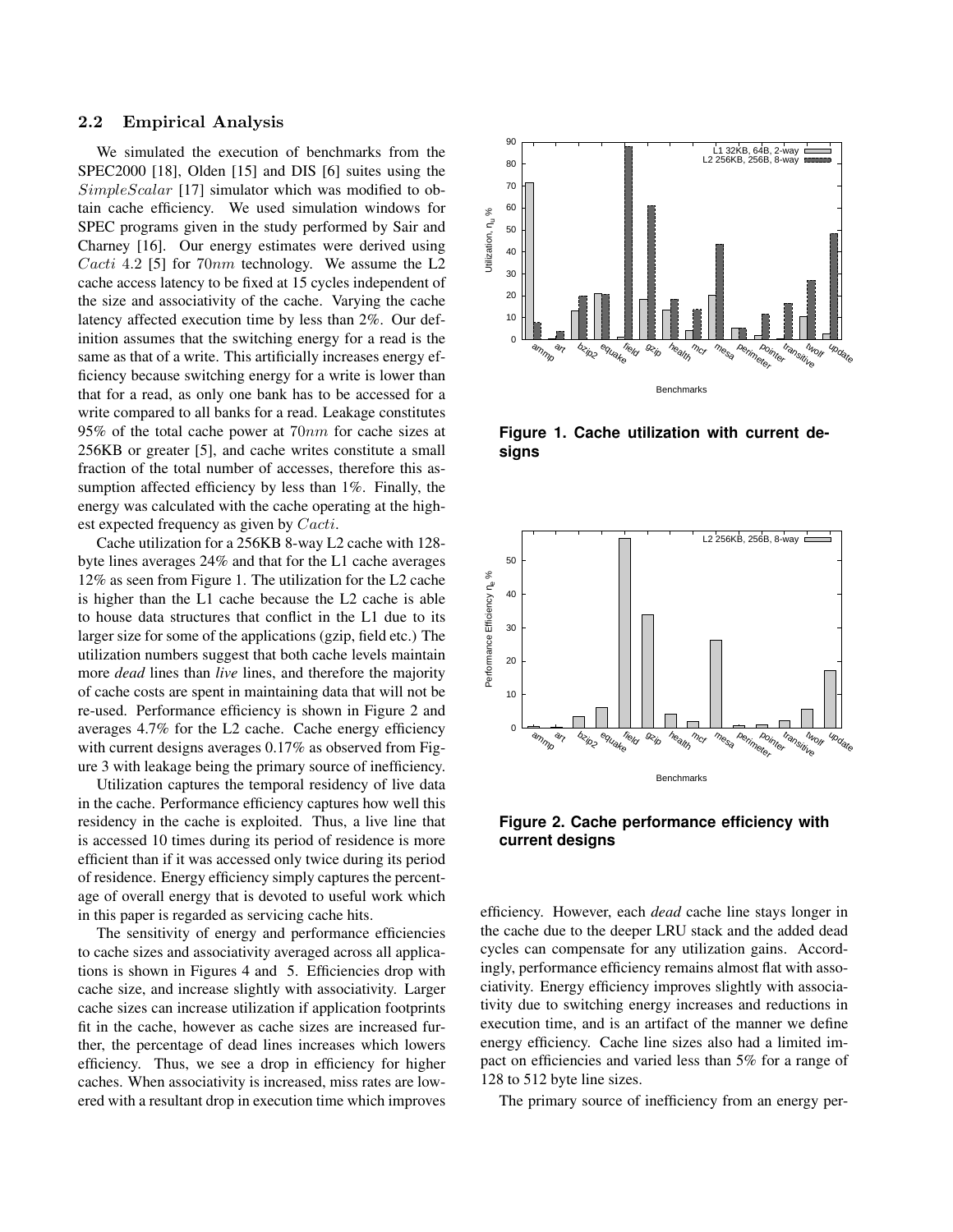### 2.2 Empirical Analysis

We simulated the execution of benchmarks from the SPEC2000 [18], Olden [15] and DIS [6] suites using the $SimpleScalar$ [17] simulator which was modified to obtain cache efficiency. We used simulation windows for SPEC programs given in the study performed by Sair and Charney [16]. Our energy estimates were derived using $Cacti$ 4.2 [5] for $70nm$ technology. We assume the L2 cache access latency to be fixed at 15 cycles independent of the size and associativity of the cache. Varying the cache latency affected execution time by less than 2%. Our definition assumes that the switching energy for a read is the same as that of a write. This artificially increases energy efficiency because switching energy for a write is lower than that for a read, as only one bank has to be accessed for a write compared to all banks for a read. Leakage constitutes 95% of the total cache power at $70nm$ for cache sizes at 256KB or greater [5], and cache writes constitute a small fraction of the total number of accesses, therefore this assumption affected efficiency by less than 1%. Finally, the energy was calculated with the cache operating at the highest expected frequency as given by $Cacti$.

Cache utilization for a 256KB 8-way L2 cache with 128-byte lines averages 24% and that for the L1 cache averages 12% as seen from Figure 1. The utilization for the L2 cache is higher than the L1 cache because the L2 cache is able to house data structures that conflict in the L1 due to its larger size for some of the applications (gzip, field etc.) The utilization numbers suggest that both cache levels maintain more *dead* lines than *live* lines, and therefore the majority of cache costs are spent in maintaining data that will not be re-used. Performance efficiency is shown in Figure 2 and averages 4.7% for the L2 cache. Cache energy efficiency with current designs averages 0.17% as observed from Figure 3 with leakage being the primary source of inefficiency.

Utilization captures the temporal residency of live data in the cache. Performance efficiency captures how well this residency in the cache is exploited. Thus, a live line that is accessed 10 times during its period of residence is more efficient than if it was accessed only twice during its period of residence. Energy efficiency simply captures the percentage of overall energy that is devoted to useful work which in this paper is regarded as servicing cache hits.

The sensitivity of energy and performance efficiencies to cache sizes and associativity averaged across all applications is shown in Figures 4 and 5. Efficiencies drop with cache size, and increase slightly with associativity. Larger cache sizes can increase utilization if application footprints fit in the cache, however as cache sizes are increased further, the percentage of dead lines increases which lowers efficiency. Thus, we see a drop in efficiency for higher caches. When associativity is increased, miss rates are lowered with a resultant drop in execution time which improves efficiency. However, each *dead* cache line stays longer in the cache due to the deeper LRU stack and the added dead cycles can compensate for any utilization gains. Accordingly, performance efficiency remains almost flat with associativity. Energy efficiency improves slightly with associativity due to switching energy increases and reductions in execution time, and is an artifact of the manner we define energy efficiency. Cache line sizes also had a limited impact on efficiencies and varied less than 5% for a range of 128 to 512 byte line sizes.

**Figure 1. Cache utilization with current designs**

**Figure 2. Cache performance efficiency with current designs**

The primary source of inefficiency from an energy per-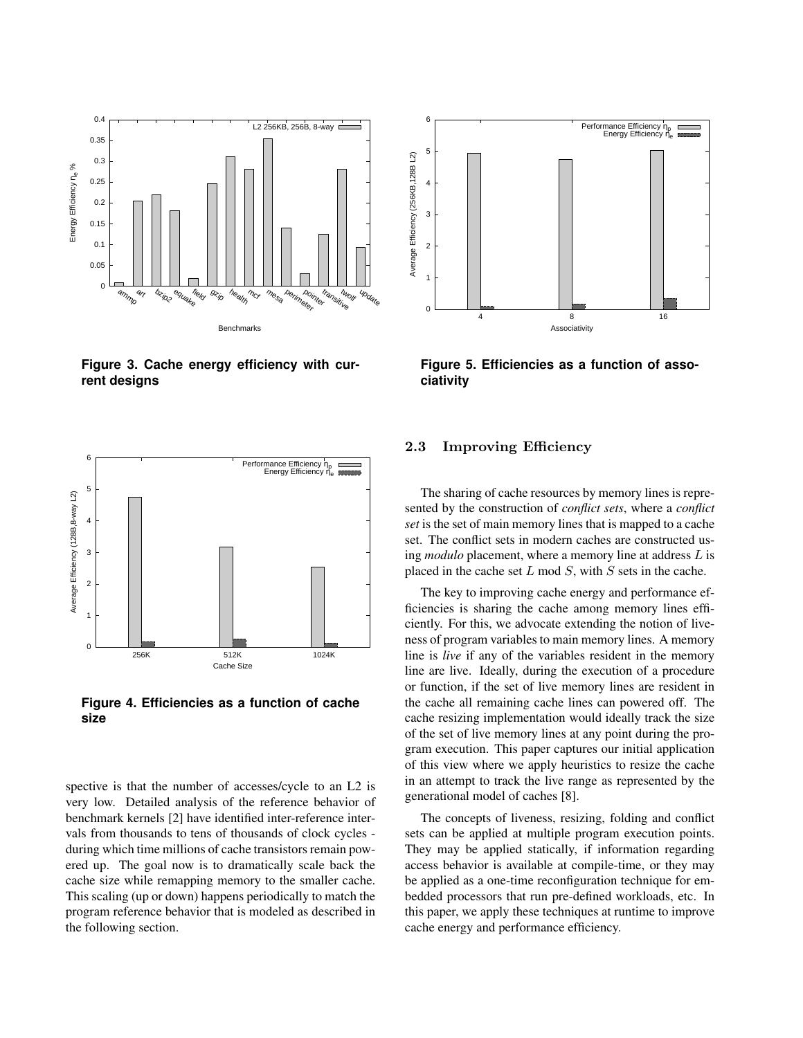Figure 3. Cache energy efficiency with current designs

Figure 4. Efficiencies as a function of cache size

spective is that the number of accesses/cycle to an L2 is very low. Detailed analysis of the reference behavior of benchmark kernels [2] have identified inter-reference intervals from thousands to tens of thousands of clock cycles - during which time millions of cache transistors remain powered up. The goal now is to dramatically scale back the cache size while remapping memory to the smaller cache. This scaling (up or down) happens periodically to match the program reference behavior that is modeled as described in the following section.

Figure 5. Efficiencies as a function of associativity

### 2.3 Improving Efficiency

The sharing of cache resources by memory lines is represented by the construction of *conflict sets*, where a *conflict set* is the set of main memory lines that is mapped to a cache set. The conflict sets in modern caches are constructed using *modulo* placement, where a memory line at address $L$ is placed in the cache set $L$ mod $S$, with $S$ sets in the cache.

The key to improving cache energy and performance efficiencies is sharing the cache among memory lines efficiently. For this, we advocate extending the notion of liveness of program variables to main memory lines. A memory line is *live* if any of the variables resident in the memory line are live. Ideally, during the execution of a procedure or function, if the set of live memory lines are resident in the cache all remaining cache lines can powered off. The cache resizing implementation would ideally track the size of the set of live memory lines at any point during the program execution. This paper captures our initial application of this view where we apply heuristics to resize the cache in an attempt to track the live range as represented by the generational model of caches [8].

The concepts of liveness, resizing, folding and conflict sets can be applied at multiple program execution points. They may be applied statically, if information regarding access behavior is available at compile-time, or they may be applied as a one-time reconfiguration technique for embedded processors that run pre-defined workloads, etc. In this paper, we apply these techniques at runtime to improve cache energy and performance efficiency.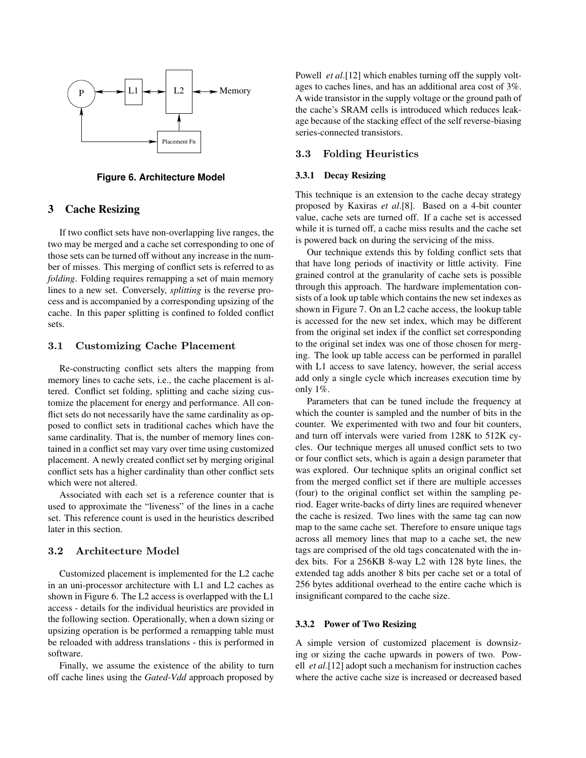Figure 6. Architecture Model

## 3 Cache Resizing

If two conflict sets have non-overlapping live ranges, the two may be merged and a cache set corresponding to one of those sets can be turned off without any increase in the number of misses. This merging of conflict sets is referred to as *folding*. Folding requires remapping a set of main memory lines to a new set. Conversely, *splitting* is the reverse process and is accompanied by a corresponding upsizing of the cache. In this paper splitting is confined to folded conflict sets.

### 3.1 Customizing Cache Placement

Re-constructing conflict sets alters the mapping from memory lines to cache sets, i.e., the cache placement is altered. Conflict set folding, splitting and cache sizing customize the placement for energy and performance. All conflict sets do not necessarily have the same cardinality as opposed to conflict sets in traditional caches which have the same cardinality. That is, the number of memory lines contained in a conflict set may vary over time using customized placement. A newly created conflict set by merging original conflict sets has a higher cardinality than other conflict sets which were not altered.

Associated with each set is a reference counter that is used to approximate the "liveness" of the lines in a cache set. This reference count is used in the heuristics described later in this section.

### 3.2 Architecture Model

Customized placement is implemented for the L2 cache in an uni-processor architecture with L1 and L2 caches as shown in Figure 6. The L2 access is overlapped with the L1 access - details for the individual heuristics are provided in the following section. Operationally, when a down sizing or upsizing operation is be performed a remapping table must be reloaded with address translations - this is performed in software.

Finally, we assume the existence of the ability to turn off cache lines using the *Gated-Vdd* approach proposed by Powell *et al*.[12] which enables turning off the supply voltages to caches lines, and has an additional area cost of 3%. A wide transistor in the supply voltage or the ground path of the cache's SRAM cells is introduced which reduces leakage because of the stacking effect of the self reverse-biasing series-connected transistors.

### 3.3 Folding Heuristics

#### 3.3.1 Decay Resizing

This technique is an extension to the cache decay strategy proposed by Kaxiras *et al*.[8]. Based on a 4-bit counter value, cache sets are turned off. If a cache set is accessed while it is turned off, a cache miss results and the cache set is powered back on during the servicing of the miss.

Our technique extends this by folding conflict sets that that have long periods of inactivity or little activity. Fine grained control at the granularity of cache sets is possible through this approach. The hardware implementation consists of a look up table which contains the new set indexes as shown in Figure 7. On an L2 cache access, the lookup table is accessed for the new set index, which may be different from the original set index if the conflict set corresponding to the original set index was one of those chosen for merging. The look up table access can be performed in parallel with L1 access to save latency, however, the serial access add only a single cycle which increases execution time by only 1%.

Parameters that can be tuned include the frequency at which the counter is sampled and the number of bits in the counter. We experimented with two and four bit counters, and turn off intervals were varied from 128K to 512K cycles. Our technique merges all unused conflict sets to two or four conflict sets, which is again a design parameter that was explored. Our technique splits an original conflict set from the merged conflict set if there are multiple accesses (four) to the original conflict set within the sampling period. Eager write-backs of dirty lines are required whenever the cache is resized. Two lines with the same tag can now map to the same cache set. Therefore to ensure unique tags across all memory lines that map to a cache set, the new tags are comprised of the old tags concatenated with the index bits. For a 256KB 8-way L2 with 128 byte lines, the extended tag adds another 8 bits per cache set or a total of 256 bytes additional overhead to the entire cache which is insignificant compared to the cache size.

#### 3.3.2 Power of Two Resizing

A simple version of customized placement is downsizing or sizing the cache upwards in powers of two. Powell *et al*.[12] adopt such a mechanism for instruction caches where the active cache size is increased or decreased based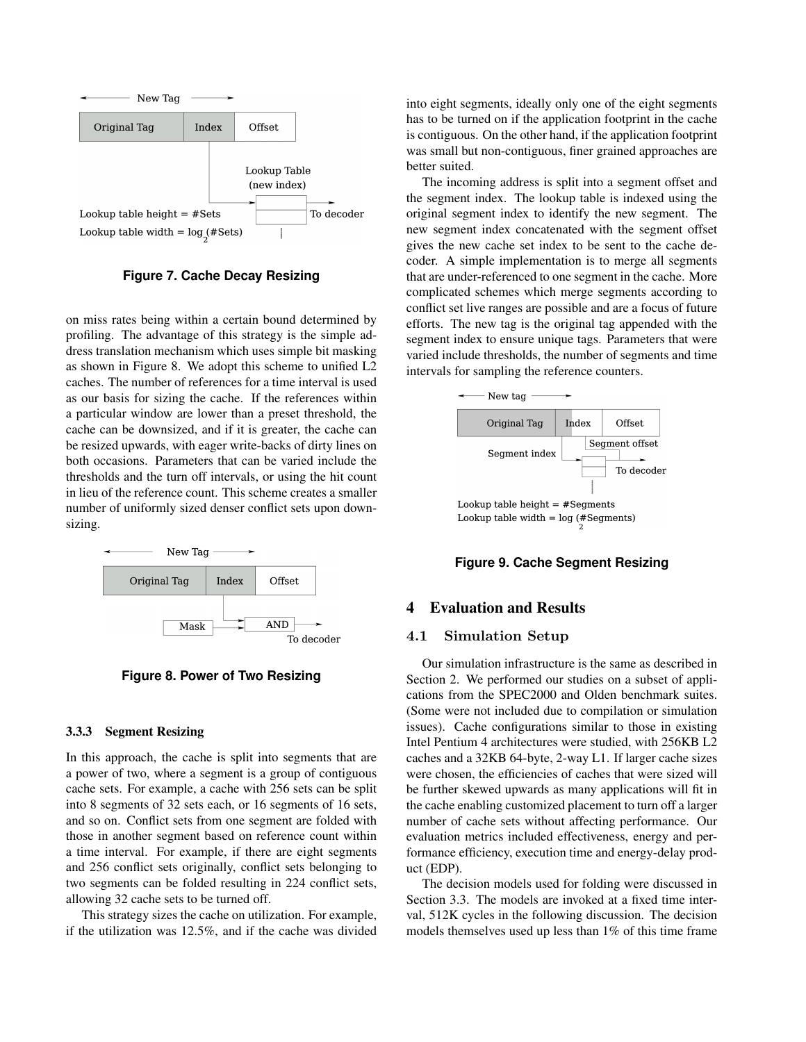Figure 7. Cache Decay Resizing

on miss rates being within a certain bound determined by profiling. The advantage of this strategy is the simple address translation mechanism which uses simple bit masking as shown in Figure 8. We adopt this scheme to unified L2 caches. The number of references for a time interval is used as our basis for sizing the cache. If the references within a particular window are lower than a preset threshold, the cache can be downsized, and if it is greater, the cache can be resized upwards, with eager write-backs of dirty lines on both occasions. Parameters that can be varied include the thresholds and the turn off intervals, or using the hit count in lieu of the reference count. This scheme creates a smaller number of uniformly sized denser conflict sets upon downsizing.

Figure 8. Power of Two Resizing

### 3.3.3 Segment Resizing

In this approach, the cache is split into segments that are a power of two, where a segment is a group of contiguous cache sets. For example, a cache with 256 sets can be split into 8 segments of 32 sets each, or 16 segments of 16 sets, and so on. Conflict sets from one segment are folded with those in another segment based on reference count within a time interval. For example, if there are eight segments and 256 conflict sets originally, conflict sets belonging to two segments can be folded resulting in 224 conflict sets, allowing 32 cache sets to be turned off.

This strategy sizes the cache on utilization. For example, if the utilization was 12.5%, and if the cache was divided into eight segments, ideally only one of the eight segments has to be turned on if the application footprint in the cache is contiguous. On the other hand, if the application footprint was small but non-contiguous, finer grained approaches are better suited.

The incoming address is split into a segment offset and the segment index. The lookup table is indexed using the original segment index to identify the new segment. The new segment index concatenated with the segment offset gives the new cache set index to be sent to the cache decoder. A simple implementation is to merge all segments that are under-referenced to one segment in the cache. More complicated schemes which merge segments according to conflict set live ranges are possible and are a focus of future efforts. The new tag is the original tag appended with the segment index to ensure unique tags. Parameters that were varied include thresholds, the number of segments and time intervals for sampling the reference counters.

Figure 9. Cache Segment Resizing

## 4 Evaluation and Results

### 4.1 Simulation Setup

Our simulation infrastructure is the same as described in Section 2. We performed our studies on a subset of applications from the SPEC2000 and Olden benchmark suites. (Some were not included due to compilation or simulation issues). Cache configurations similar to those in existing Intel Pentium 4 architectures were studied, with 256KB L2 caches and a 32KB 64-byte, 2-way L1. If larger cache sizes were chosen, the efficiencies of caches that were sized will be further skewed upwards as many applications will fit in the cache enabling customized placement to turn off a larger number of cache sets without affecting performance. Our evaluation metrics included effectiveness, energy and performance efficiency, execution time and energy-delay product (EDP).

The decision models used for folding were discussed in Section 3.3. The models are invoked at a fixed time interval, 512K cycles in the following discussion. The decision models themselves used up less than 1% of this time frame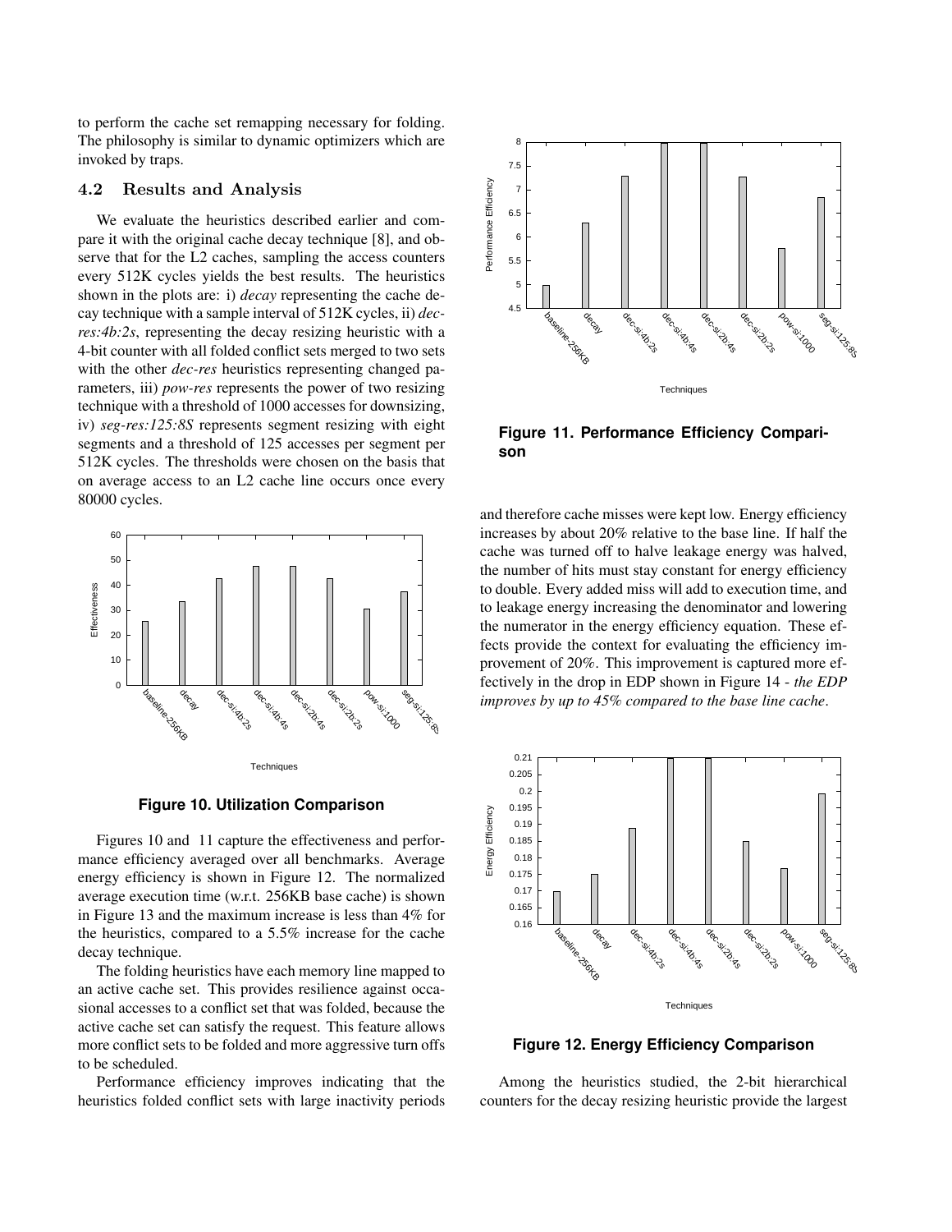to perform the cache set remapping necessary for folding. The philosophy is similar to dynamic optimizers which are invoked by traps.

### 4.2 Results and Analysis

We evaluate the heuristics described earlier and compare it with the original cache decay technique [8], and observe that for the L2 caches, sampling the access counters every 512K cycles yields the best results. The heuristics shown in the plots are: i) *decay* representing the cache decay technique with a sample interval of 512K cycles, ii) *dec-res:4b:2s*, representing the decay resizing heuristic with a 4-bit counter with all folded conflict sets merged to two sets with the other *dec-res* heuristics representing changed parameters, iii) *pow-res* represents the power of two resizing technique with a threshold of 1000 accesses for downsizing, iv) *seg-res:125:8S* represents segment resizing with eight segments and a threshold of 125 accesses per segment per 512K cycles. The thresholds were chosen on the basis that on average access to an L2 cache line occurs once every 80000 cycles.

**Figure 10. Utilization Comparison**

Figures 10 and 11 capture the effectiveness and performance efficiency averaged over all benchmarks. Average energy efficiency is shown in Figure 12. The normalized average execution time (w.r.t. 256KB base cache) is shown in Figure 13 and the maximum increase is less than 4% for the heuristics, compared to a 5.5% increase for the cache decay technique.

The folding heuristics have each memory line mapped to an active cache set. This provides resilience against occasional accesses to a conflict set that was folded, because the active cache set can satisfy the request. This feature allows more conflict sets to be folded and more aggressive turn offs to be scheduled.

Performance efficiency improves indicating that the heuristics folded conflict sets with large inactivity periods and therefore cache misses were kept low. Energy efficiency increases by about 20% relative to the base line. If half the cache was turned off to halve leakage energy was halved, the number of hits must stay constant for energy efficiency to double. Every added miss will add to execution time, and to leakage energy increasing the denominator and lowering the numerator in the energy efficiency equation. These effects provide the context for evaluating the efficiency improvement of 20%. This improvement is captured more effectively in the drop in EDP shown in Figure 14 - *the EDP improves by up to 45% compared to the base line cache*.

**Figure 11. Performance Efficiency Comparison**

**Figure 12. Energy Efficiency Comparison**

Among the heuristics studied, the 2-bit hierarchical counters for the decay resizing heuristic provide the largest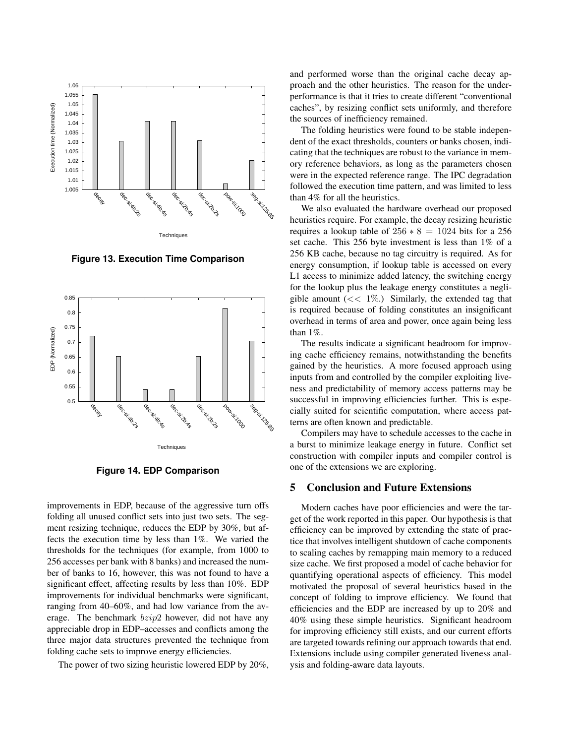Figure 13. Execution Time Comparison

Figure 14. EDP Comparison

improvements in EDP, because of the aggressive turn offs folding all unused conflict sets into just two sets. The segment resizing technique, reduces the EDP by 30%, but affects the execution time by less than 1%. We varied the thresholds for the techniques (for example, from 1000 to 256 accesses per bank with 8 banks) and increased the number of banks to 16, however, this was not found to have a significant effect, affecting results by less than 10%. EDP improvements for individual benchmarks were significant, ranging from 40–60%, and had low variance from the average. The benchmark $bzip2$ however, did not have any appreciable drop in EDP–accesses and conflicts among the three major data structures prevented the technique from folding cache sets to improve energy efficiencies.

The power of two sizing heuristic lowered EDP by 20%, and performed worse than the original cache decay approach and the other heuristics. The reason for the underperformance is that it tries to create different "conventional caches", by resizing conflict sets uniformly, and therefore the sources of inefficiency remained.

The folding heuristics were found to be stable independent of the exact thresholds, counters or banks chosen, indicating that the techniques are robust to the variance in memory reference behaviors, as long as the parameters chosen were in the expected reference range. The IPC degradation followed the execution time pattern, and was limited to less than 4% for all the heuristics.

We also evaluated the hardware overhead our proposed heuristics require. For example, the decay resizing heuristic requires a lookup table of $256 * 8 = 1024$ bits for a 256 set cache. This 256 byte investment is less than 1% of a 256 KB cache, because no tag circuitry is required. As for energy consumption, if lookup table is accessed on every L1 access to minimize added latency, the switching energy for the lookup plus the leakage energy constitutes a negligible amount ($<< 1\%$.) Similarly, the extended tag that is required because of folding constitutes an insignificant overhead in terms of area and power, once again being less than 1%.

The results indicate a significant headroom for improving cache efficiency remains, notwithstanding the benefits gained by the heuristics. A more focused approach using inputs from and controlled by the compiler exploiting liveness and predictability of memory access patterns may be successful in improving efficiencies further. This is especially suited for scientific computation, where access patterns are often known and predictable.

Compilers may have to schedule accesses to the cache in a burst to minimize leakage energy in future. Conflict set construction with compiler inputs and compiler control is one of the extensions we are exploring.

## 5 Conclusion and Future Extensions

Modern caches have poor efficiencies and were the target of the work reported in this paper. Our hypothesis is that efficiency can be improved by extending the state of practice that involves intelligent shutdown of cache components to scaling caches by remapping main memory to a reduced size cache. We first proposed a model of cache behavior for quantifying operational aspects of efficiency. This model motivated the proposal of several heuristics based in the concept of folding to improve efficiency. We found that efficiencies and the EDP are increased by up to 20% and 40% using these simple heuristics. Significant headroom for improving efficiency still exists, and our current efforts are targeted towards refining our approach towards that end. Extensions include using compiler generated liveness analysis and folding-aware data layouts.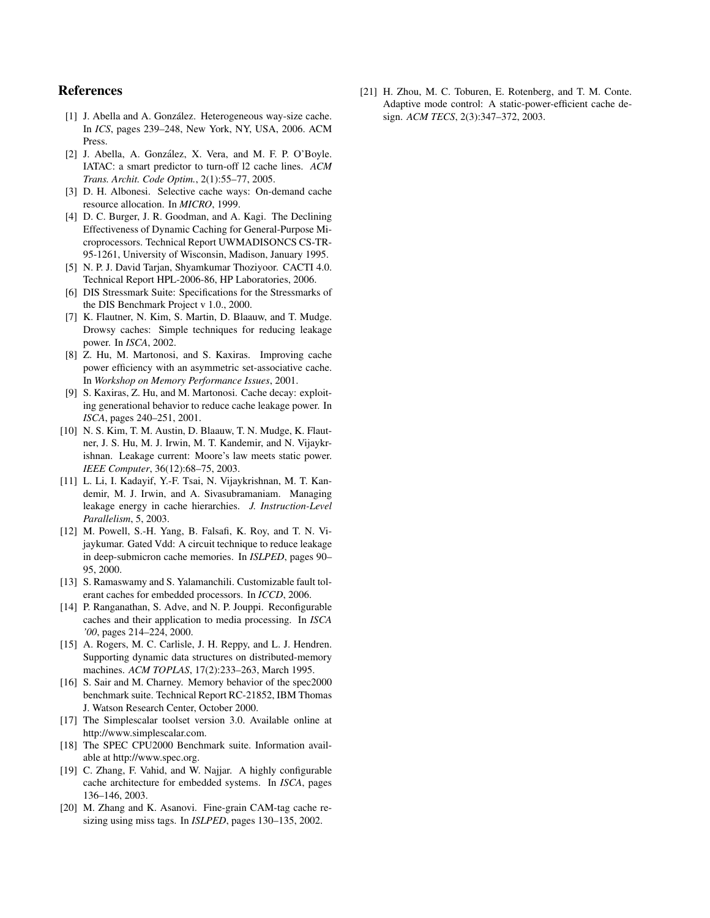## References

[1] J. Abella and A. González. Heterogeneous way-size cache. In *ICS*, pages 239–248, New York, NY, USA, 2006. ACM Press.

[2] J. Abella, A. González, X. Vera, and M. F. P. O'Boyle. IATAC: a smart predictor to turn-off l2 cache lines. *ACM Trans. Archit. Code Optim.*, 2(1):55–77, 2005.

[3] D. H. Albonesi. Selective cache ways: On-demand cache resource allocation. In *MICRO*, 1999.

[4] D. C. Burger, J. R. Goodman, and A. Kagi. The Declining Effectiveness of Dynamic Caching for General-Purpose Microprocessors. Technical Report UWMADISONCS CS-TR-95-1261, University of Wisconsin, Madison, January 1995.

[5] N. P. J. David Tarjan, Shyamkumar Thoziyoor. CACTI 4.0. Technical Report HPL-2006-86, HP Laboratories, 2006.

[6] DIS Stressmark Suite: Specifications for the Stressmarks of the DIS Benchmark Project v 1.0., 2000.

[7] K. Flautner, N. Kim, S. Martin, D. Blaauw, and T. Mudge. Drowsy caches: Simple techniques for reducing leakage power. In *ISCA*, 2002.

[8] Z. Hu, M. Martonosi, and S. Kaxiras. Improving cache power efficiency with an asymmetric set-associative cache. In *Workshop on Memory Performance Issues*, 2001.

[9] S. Kaxiras, Z. Hu, and M. Martonosi. Cache decay: exploiting generational behavior to reduce cache leakage power. In *ISCA*, pages 240–251, 2001.

[10] N. S. Kim, T. M. Austin, D. Blaauw, T. N. Mudge, K. Flautner, J. S. Hu, M. J. Irwin, M. T. Kandemir, and N. Vijaykrishnan. Leakage current: Moore's law meets static power. *IEEE Computer*, 36(12):68–75, 2003.

[11] L. Li, I. Kadayif, Y.-F. Tsai, N. Vijaykrishnan, M. T. Kandemir, M. J. Irwin, and A. Sivasubramaniam. Managing leakage energy in cache hierarchies. *J. Instruction-Level Parallelism*, 5, 2003.

[12] M. Powell, S.-H. Yang, B. Falsafi, K. Roy, and T. N. Vijaykumar. Gated Vdd: A circuit technique to reduce leakage in deep-submicron cache memories. In *ISLPED*, pages 90–95, 2000.

[13] S. Ramaswamy and S. Yalamanchili. Customizable fault tolerant caches for embedded processors. In *ICCD*, 2006.

[14] P. Ranganathan, S. Adve, and N. P. Jouppi. Reconfigurable caches and their application to media processing. In *ISCA '00*, pages 214–224, 2000.

[15] A. Rogers, M. C. Carlisle, J. H. Reppy, and L. J. Hendren. Supporting dynamic data structures on distributed-memory machines. *ACM TOPLAS*, 17(2):233–263, March 1995.

[16] S. Sair and M. Charney. Memory behavior of the spec2000 benchmark suite. Technical Report RC-21852, IBM Thomas J. Watson Research Center, October 2000.

[17] The Simplescalar toolset version 3.0. Available online at http://www.simplescalar.com.

[18] The SPEC CPU2000 Benchmark suite. Information available at http://www.spec.org.

[19] C. Zhang, F. Vahid, and W. Najjar. A highly configurable cache architecture for embedded systems. In *ISCA*, pages 136–146, 2003.

[20] M. Zhang and K. Asanovi. Fine-grain CAM-tag cache resizing using miss tags. In *ISLPED*, pages 130–135, 2002.

[21] H. Zhou, M. C. Toburen, E. Rotenberg, and T. M. Conte. Adaptive mode control: A static-power-efficient cache design. *ACM TECS*, 2(3):347–372, 2003.